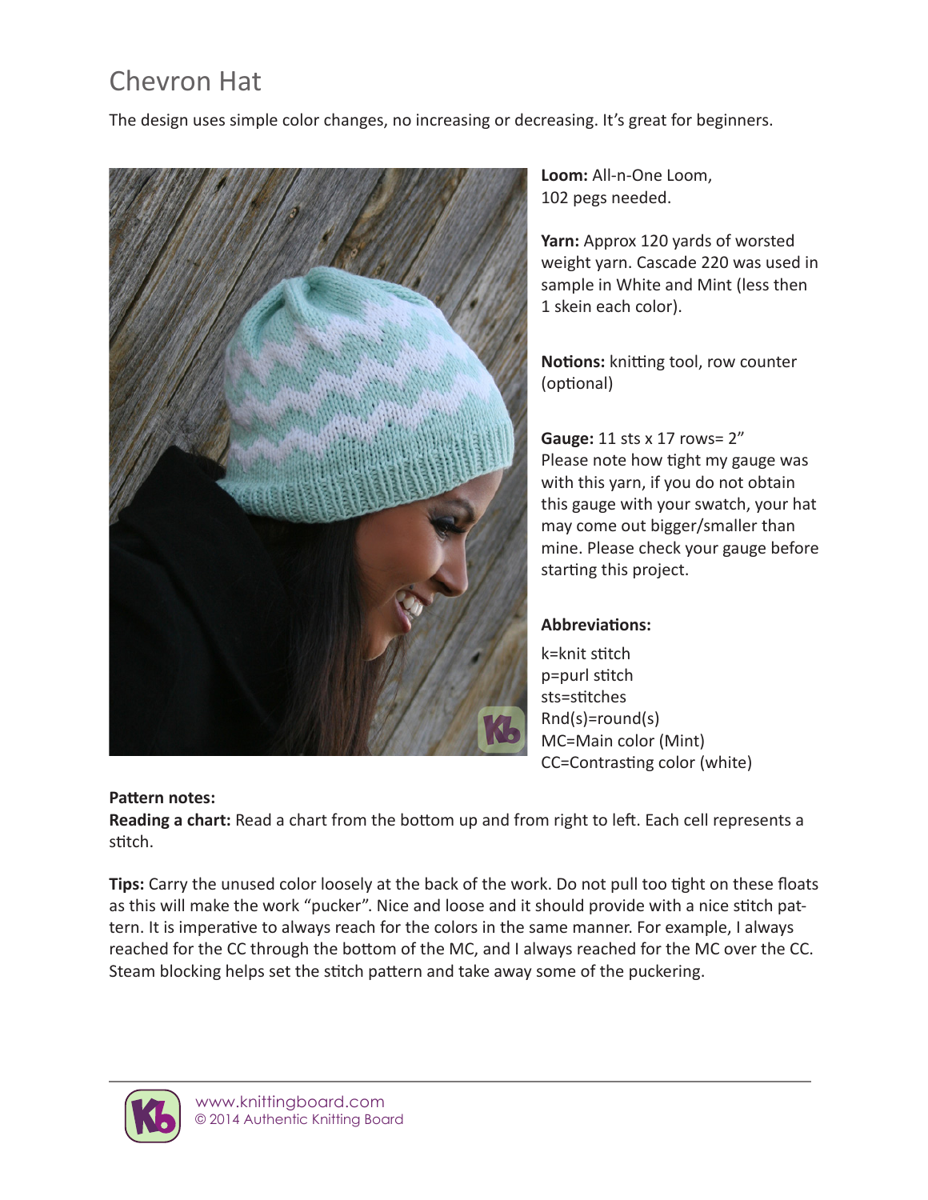# Chevron Hat

The design uses simple color changes, no increasing or decreasing. It's great for beginners.

**Loom:** All-n-One Loom, 102 pegs needed.

**Yarn:** Approx 120 yards of worsted weight yarn. Cascade 220 was used in sample in White and Mint (less then 1 skein each color).

**Notions:** knitting tool, row counter (optional)

**Gauge:** 11 sts x 17 rows= 2"
Please note how tight my gauge was with this yarn, if you do not obtain this gauge with your swatch, your hat may come out bigger/smaller than mine. Please check your gauge before starting this project.

**Abbreviations:**

k=knit stitch
p=purl stitch
sts=stitches
Rnd(s)=round(s)
MC=Main color (Mint)
CC=Contrasting color (white)

**Pattern notes:**

**Reading a chart:** Read a chart from the bottom up and from right to left. Each cell represents a stitch.

**Tips:** Carry the unused color loosely at the back of the work. Do not pull too tight on these floats as this will make the work "pucker". Nice and loose and it should provide with a nice stitch pattern. It is imperative to always reach for the colors in the same manner. For example, I always reached for the CC through the bottom of the MC, and I always reached for the MC over the CC. Steam blocking helps set the stitch pattern and take away some of the puckering.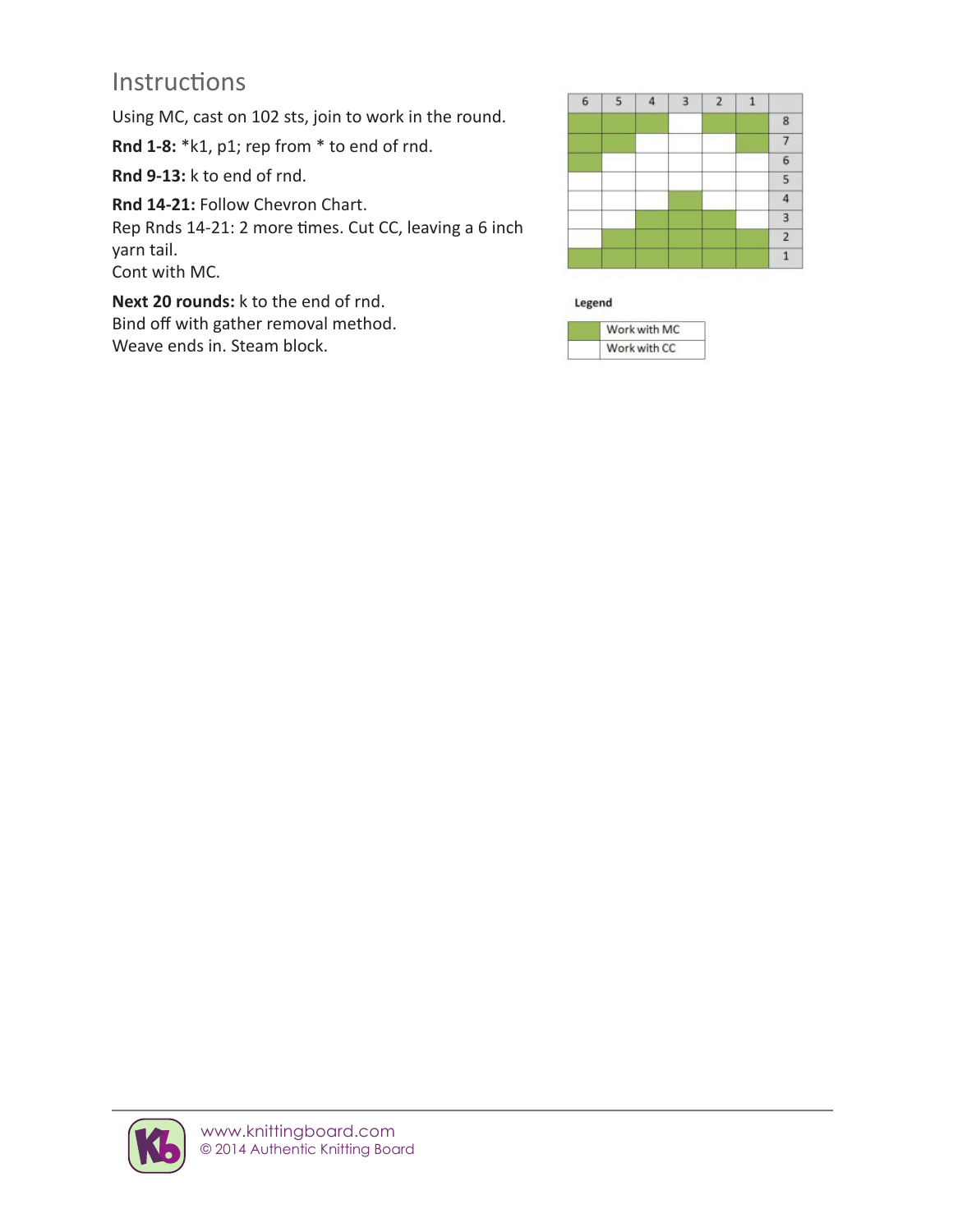## Instructions

Using MC, cast on 102 sts, join to work in the round.

**Rnd 1-8:** *k1, p1; rep from * to end of rnd.

**Rnd 9-13:** k to end of rnd.

**Rnd 14-21:** Follow Chevron Chart.
Rep Rnds 14-21: 2 more times. Cut CC, leaving a 6 inch yarn tail.
Cont with MC.

**Next 20 rounds:** k to the end of rnd.
Bind off with gather removal method.
Weave ends in. Steam block.

6 5 4 3 2 1

8
7
6
5
4
3
2
1

**Legend**

Work with MC

Work with CC